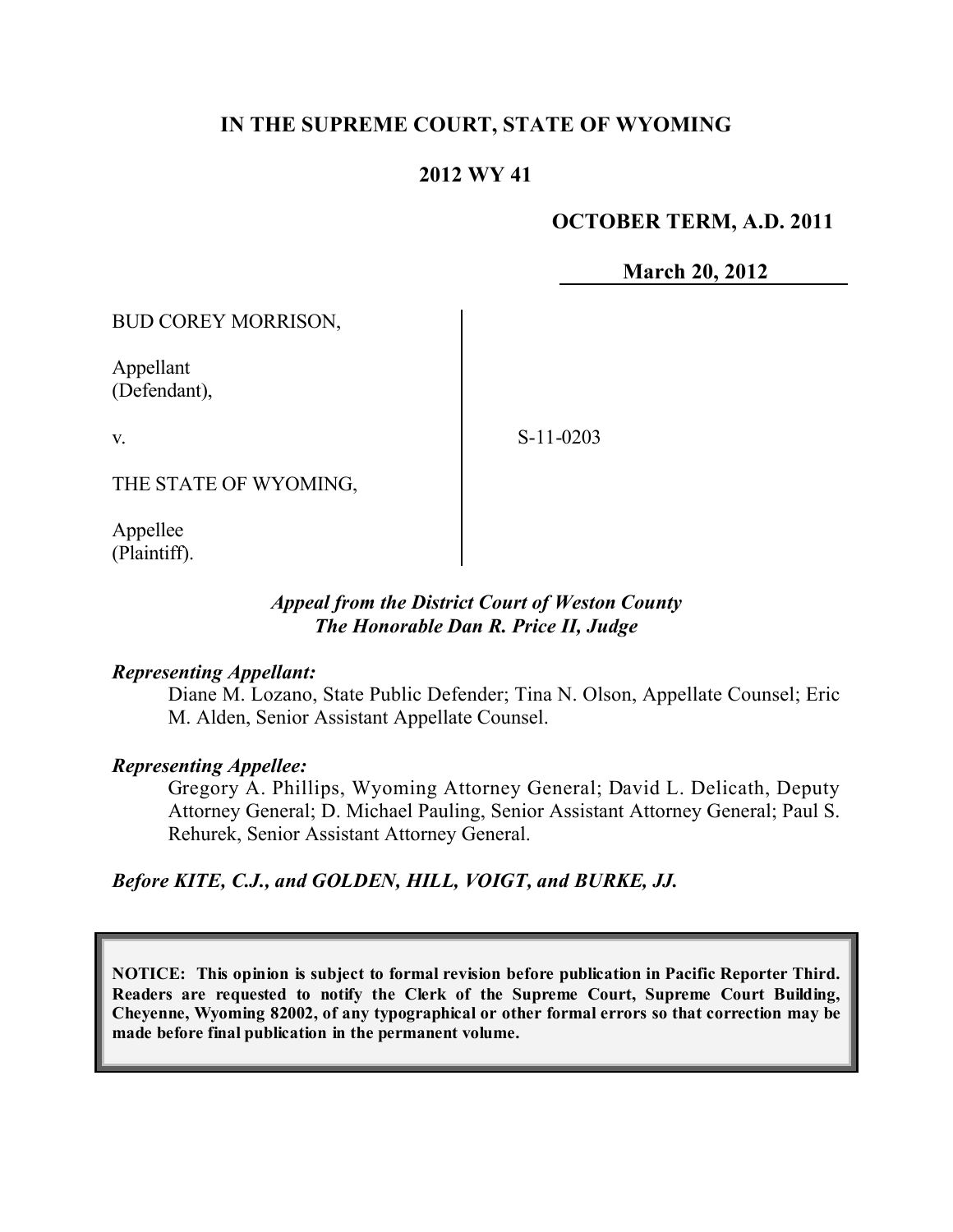**IN THE SUPREME COURT, STATE OF WYOMING**

**2012 WY 41**

**OCTOBER TERM, A.D. 2011**

**March 20, 2012**

BUD COREY MORRISON,

Appellant
(Defendant),

v.

THE STATE OF WYOMING,

Appellee
(Plaintiff).

S-11-0203

*Appeal from the District Court of Weston County*
*The Honorable Dan R. Price II, Judge*

***Representing Appellant:***

Diane M. Lozano, State Public Defender; Tina N. Olson, Appellate Counsel; Eric M. Alden, Senior Assistant Appellate Counsel.

***Representing Appellee:***

Gregory A. Phillips, Wyoming Attorney General; David L. Delicath, Deputy Attorney General; D. Michael Pauling, Senior Assistant Attorney General; Paul S. Rehurek, Senior Assistant Attorney General.

***Before KITE, C.J., and GOLDEN, HILL, VOIGT, and BURKE, JJ.***

**NOTICE: This opinion is subject to formal revision before publication in Pacific Reporter Third. Readers are requested to notify the Clerk of the Supreme Court, Supreme Court Building, Cheyenne, Wyoming 82002, of any typographical or other formal errors so that correction may be made before final publication in the permanent volume.**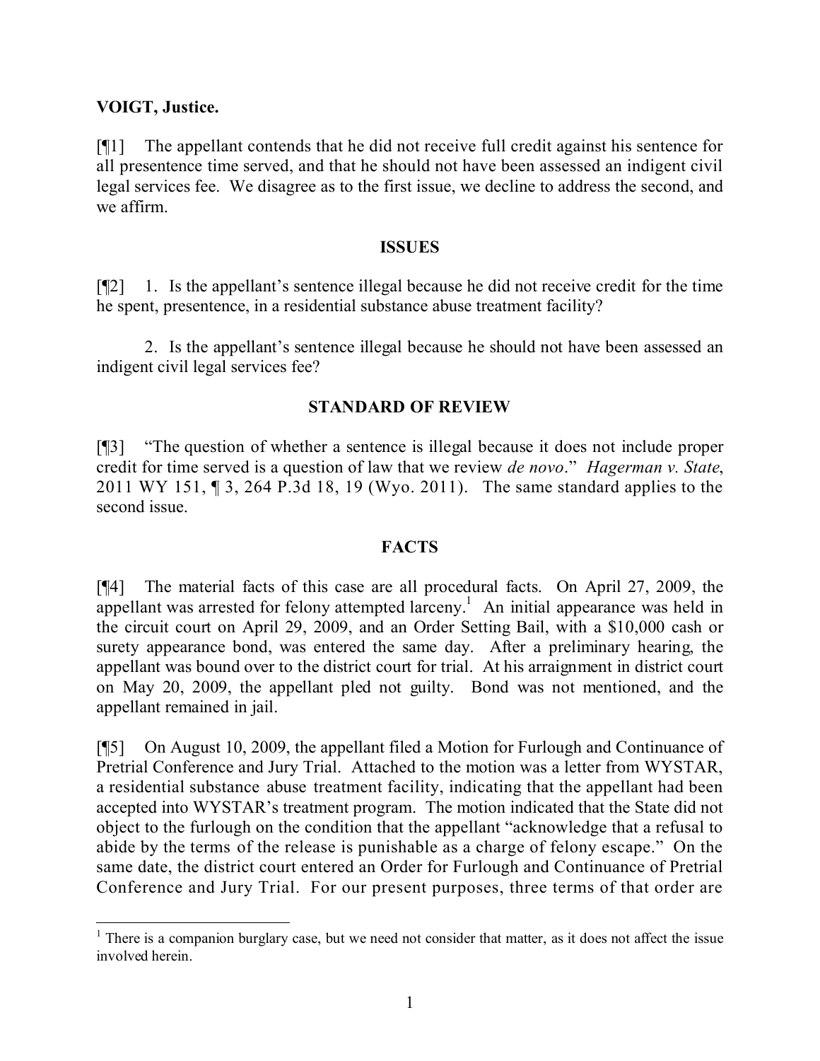**VOIGT, Justice.**

[¶1] The appellant contends that he did not receive full credit against his sentence for all presentence time served, and that he should not have been assessed an indigent civil legal services fee. We disagree as to the first issue, we decline to address the second, and we affirm.

## ISSUES

[¶2] 1. Is the appellant's sentence illegal because he did not receive credit for the time he spent, presentence, in a residential substance abuse treatment facility?

2. Is the appellant's sentence illegal because he should not have been assessed an indigent civil legal services fee?

## STANDARD OF REVIEW

[¶3] "The question of whether a sentence is illegal because it does not include proper credit for time served is a question of law that we review *de novo*." *Hagerman v. State*, 2011 WY 151, ¶ 3, 264 P.3d 18, 19 (Wyo. 2011). The same standard applies to the second issue.

## FACTS

[¶4] The material facts of this case are all procedural facts. On April 27, 2009, the appellant was arrested for felony attempted larceny.[1] An initial appearance was held in the circuit court on April 29, 2009, and an Order Setting Bail, with a $10,000 cash or surety appearance bond, was entered the same day. After a preliminary hearing, the appellant was bound over to the district court for trial. At his arraignment in district court on May 20, 2009, the appellant pled not guilty. Bond was not mentioned, and the appellant remained in jail.

[¶5] On August 10, 2009, the appellant filed a Motion for Furlough and Continuance of Pretrial Conference and Jury Trial. Attached to the motion was a letter from WYSTAR, a residential substance abuse treatment facility, indicating that the appellant had been accepted into WYSTAR's treatment program. The motion indicated that the State did not object to the furlough on the condition that the appellant "acknowledge that a refusal to abide by the terms of the release is punishable as a charge of felony escape." On the same date, the district court entered an Order for Furlough and Continuance of Pretrial Conference and Jury Trial. For our present purposes, three terms of that order are

[1] There is a companion burglary case, but we need not consider that matter, as it does not affect the issue involved herein.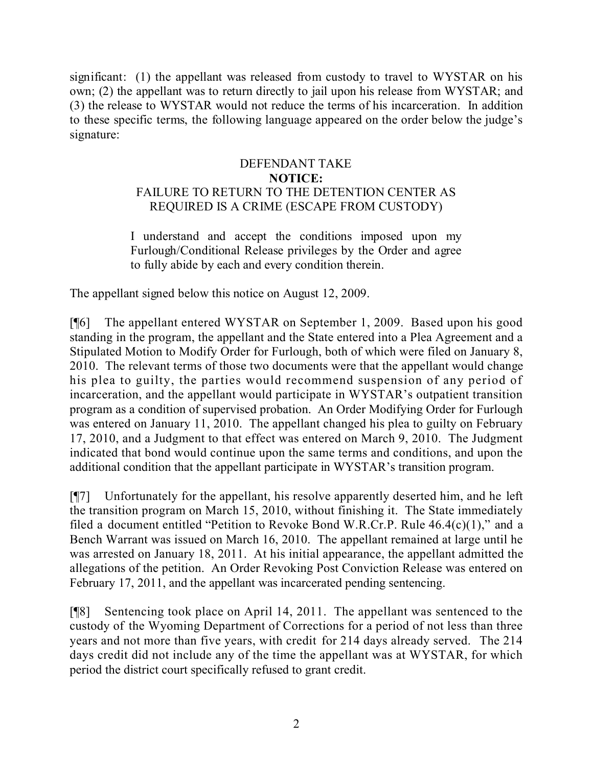significant: (1) the appellant was released from custody to travel to WYSTAR on his own; (2) the appellant was to return directly to jail upon his release from WYSTAR; and (3) the release to WYSTAR would not reduce the terms of his incarceration. In addition to these specific terms, the following language appeared on the order below the judge's signature:

> DEFENDANT TAKE
> **NOTICE:**
> FAILURE TO RETURN TO THE DETENTION CENTER AS REQUIRED IS A CRIME (ESCAPE FROM CUSTODY)
>
> I understand and accept the conditions imposed upon my Furlough/Conditional Release privileges by the Order and agree to fully abide by each and every condition therein.

The appellant signed below this notice on August 12, 2009.

[¶6] The appellant entered WYSTAR on September 1, 2009. Based upon his good standing in the program, the appellant and the State entered into a Plea Agreement and a Stipulated Motion to Modify Order for Furlough, both of which were filed on January 8, 2010. The relevant terms of those two documents were that the appellant would change his plea to guilty, the parties would recommend suspension of any period of incarceration, and the appellant would participate in WYSTAR's outpatient transition program as a condition of supervised probation. An Order Modifying Order for Furlough was entered on January 11, 2010. The appellant changed his plea to guilty on February 17, 2010, and a Judgment to that effect was entered on March 9, 2010. The Judgment indicated that bond would continue upon the same terms and conditions, and upon the additional condition that the appellant participate in WYSTAR's transition program.

[¶7] Unfortunately for the appellant, his resolve apparently deserted him, and he left the transition program on March 15, 2010, without finishing it. The State immediately filed a document entitled "Petition to Revoke Bond W.R.Cr.P. Rule 46.4(c)(1)," and a Bench Warrant was issued on March 16, 2010. The appellant remained at large until he was arrested on January 18, 2011. At his initial appearance, the appellant admitted the allegations of the petition. An Order Revoking Post Conviction Release was entered on February 17, 2011, and the appellant was incarcerated pending sentencing.

[¶8] Sentencing took place on April 14, 2011. The appellant was sentenced to the custody of the Wyoming Department of Corrections for a period of not less than three years and not more than five years, with credit for 214 days already served. The 214 days credit did not include any of the time the appellant was at WYSTAR, for which period the district court specifically refused to grant credit.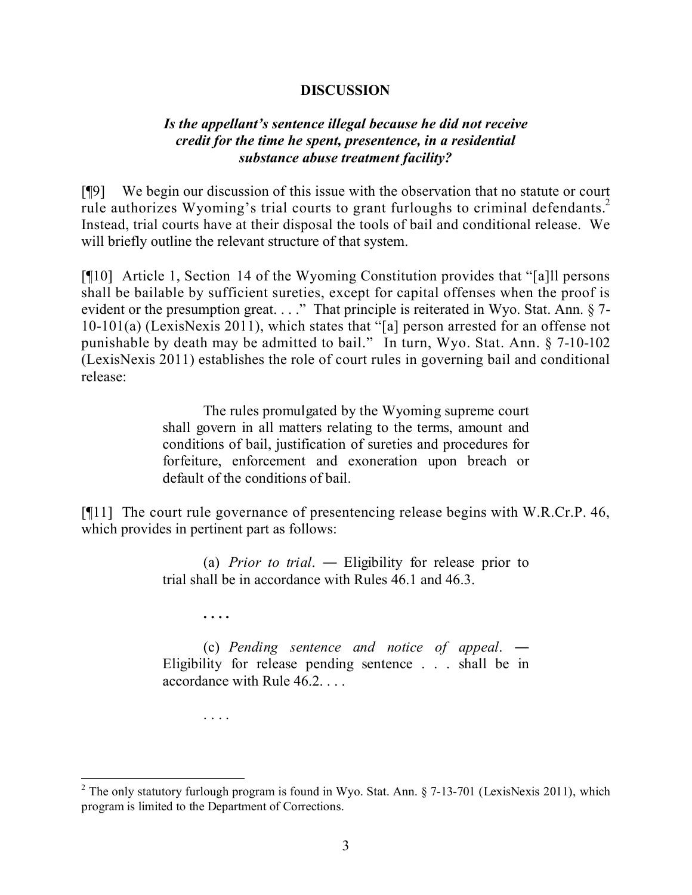## DISCUSSION

### *Is the appellant's sentence illegal because he did not receive credit for the time he spent, presentence, in a residential substance abuse treatment facility?*

[¶9] We begin our discussion of this issue with the observation that no statute or court rule authorizes Wyoming's trial courts to grant furloughs to criminal defendants.[2] Instead, trial courts have at their disposal the tools of bail and conditional release. We will briefly outline the relevant structure of that system.

[¶10] Article 1, Section 14 of the Wyoming Constitution provides that "[a]ll persons shall be bailable by sufficient sureties, except for capital offenses when the proof is evident or the presumption great. . . ." That principle is reiterated in Wyo. Stat. Ann. § 7-10-101(a) (LexisNexis 2011), which states that "[a] person arrested for an offense not punishable by death may be admitted to bail." In turn, Wyo. Stat. Ann. § 7-10-102 (LexisNexis 2011) establishes the role of court rules in governing bail and conditional release:

> The rules promulgated by the Wyoming supreme court shall govern in all matters relating to the terms, amount and conditions of bail, justification of sureties and procedures for forfeiture, enforcement and exoneration upon breach or default of the conditions of bail.

[¶11] The court rule governance of presentencing release begins with W.R.Cr.P. 46, which provides in pertinent part as follows:

> (a) *Prior to trial*. ― Eligibility for release prior to trial shall be in accordance with Rules 46.1 and 46.3.
>
> . . . .
>
> (c) *Pending sentence and notice of appeal*. ― Eligibility for release pending sentence . . . shall be in accordance with Rule 46.2. . . .
>
> . . . .

---

[2] The only statutory furlough program is found in Wyo. Stat. Ann. § 7-13-701 (LexisNexis 2011), which program is limited to the Department of Corrections.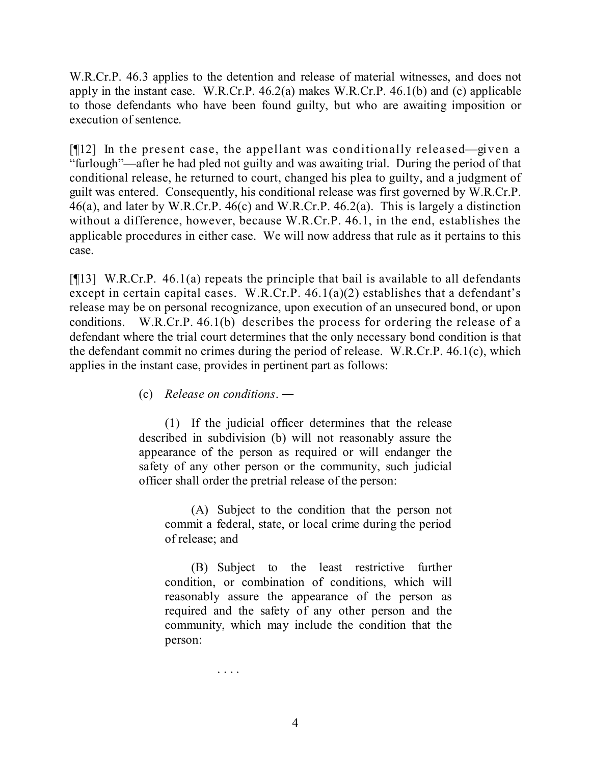W.R.Cr.P. 46.3 applies to the detention and release of material witnesses, and does not apply in the instant case. W.R.Cr.P. 46.2(a) makes W.R.Cr.P. 46.1(b) and (c) applicable to those defendants who have been found guilty, but who are awaiting imposition or execution of sentence.

[¶12] In the present case, the appellant was conditionally released—given a "furlough"—after he had pled not guilty and was awaiting trial. During the period of that conditional release, he returned to court, changed his plea to guilty, and a judgment of guilt was entered. Consequently, his conditional release was first governed by W.R.Cr.P. 46(a), and later by W.R.Cr.P. 46(c) and W.R.Cr.P. 46.2(a). This is largely a distinction without a difference, however, because W.R.Cr.P. 46.1, in the end, establishes the applicable procedures in either case. We will now address that rule as it pertains to this case.

[¶13] W.R.Cr.P. 46.1(a) repeats the principle that bail is available to all defendants except in certain capital cases. W.R.Cr.P. 46.1(a)(2) establishes that a defendant's release may be on personal recognizance, upon execution of an unsecured bond, or upon conditions. W.R.Cr.P. 46.1(b) describes the process for ordering the release of a defendant where the trial court determines that the only necessary bond condition is that the defendant commit no crimes during the period of release. W.R.Cr.P. 46.1(c), which applies in the instant case, provides in pertinent part as follows:

> (c) *Release on conditions*. —
>
> (1) If the judicial officer determines that the release described in subdivision (b) will not reasonably assure the appearance of the person as required or will endanger the safety of any other person or the community, such judicial officer shall order the pretrial release of the person:
>
> > (A) Subject to the condition that the person not commit a federal, state, or local crime during the period of release; and
> >
> > (B) Subject to the least restrictive further condition, or combination of conditions, which will reasonably assure the appearance of the person as required and the safety of any other person and the community, which may include the condition that the person:
> >
> > > . . . .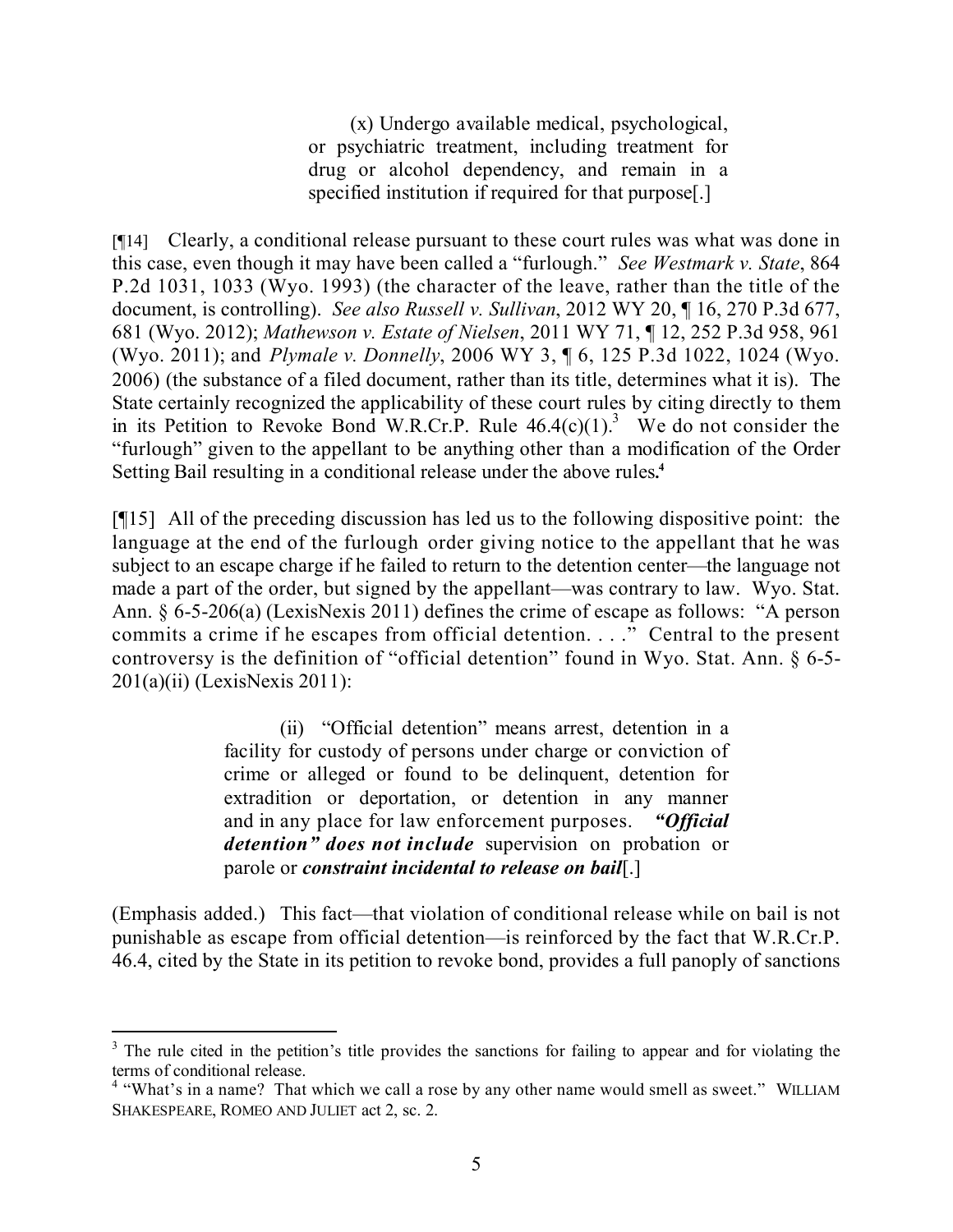> (x) Undergo available medical, psychological, or psychiatric treatment, including treatment for drug or alcohol dependency, and remain in a specified institution if required for that purpose[.]

[¶14] Clearly, a conditional release pursuant to these court rules was what was done in this case, even though it may have been called a "furlough." *See Westmark v. State*, 864 P.2d 1031, 1033 (Wyo. 1993) (the character of the leave, rather than the title of the document, is controlling). *See also Russell v. Sullivan*, 2012 WY 20, ¶ 16, 270 P.3d 677, 681 (Wyo. 2012); *Mathewson v. Estate of Nielsen*, 2011 WY 71, ¶ 12, 252 P.3d 958, 961 (Wyo. 2011); and *Plymale v. Donnelly*, 2006 WY 3, ¶ 6, 125 P.3d 1022, 1024 (Wyo. 2006) (the substance of a filed document, rather than its title, determines what it is). The State certainly recognized the applicability of these court rules by citing directly to them in its Petition to Revoke Bond W.R.Cr.P. Rule 46.4(c)(1).[3] We do not consider the "furlough" given to the appellant to be anything other than a modification of the Order Setting Bail resulting in a conditional release under the above rules.[4]

[¶15] All of the preceding discussion has led us to the following dispositive point: the language at the end of the furlough order giving notice to the appellant that he was subject to an escape charge if he failed to return to the detention center—the language not made a part of the order, but signed by the appellant—was contrary to law. Wyo. Stat. Ann. § 6-5-206(a) (LexisNexis 2011) defines the crime of escape as follows: "A person commits a crime if he escapes from official detention. . . ." Central to the present controversy is the definition of "official detention" found in Wyo. Stat. Ann. § 6-5-201(a)(ii) (LexisNexis 2011):

> (ii) "Official detention" means arrest, detention in a facility for custody of persons under charge or conviction of crime or alleged or found to be delinquent, detention for extradition or deportation, or detention in any manner and in any place for law enforcement purposes. ***"Official detention" does not include*** supervision on probation or parole or ***constraint incidental to release on bail***[.]

(Emphasis added.) This fact—that violation of conditional release while on bail is not punishable as escape from official detention—is reinforced by the fact that W.R.Cr.P. 46.4, cited by the State in its petition to revoke bond, provides a full panoply of sanctions

---

[3] The rule cited in the petition's title provides the sanctions for failing to appear and for violating the terms of conditional release.

[4] "What's in a name? That which we call a rose by any other name would smell as sweet." WILLIAM SHAKESPEARE, ROMEO AND JULIET act 2, sc. 2.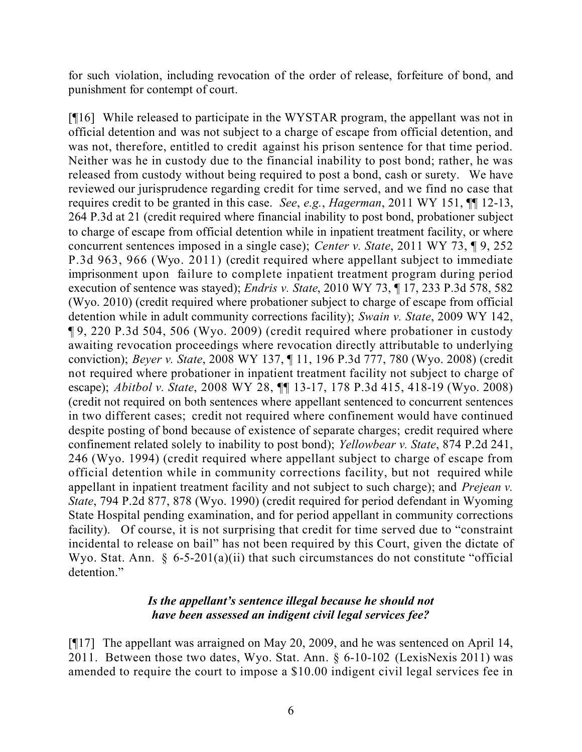for such violation, including revocation of the order of release, forfeiture of bond, and punishment for contempt of court.

[¶16] While released to participate in the WYSTAR program, the appellant was not in official detention and was not subject to a charge of escape from official detention, and was not, therefore, entitled to credit against his prison sentence for that time period. Neither was he in custody due to the financial inability to post bond; rather, he was released from custody without being required to post a bond, cash or surety. We have reviewed our jurisprudence regarding credit for time served, and we find no case that requires credit to be granted in this case. *See*, *e.g.*, *Hagerman*, 2011 WY 151, ¶¶ 12-13, 264 P.3d at 21 (credit required where financial inability to post bond, probationer subject to charge of escape from official detention while in inpatient treatment facility, or where concurrent sentences imposed in a single case); *Center v. State*, 2011 WY 73, ¶ 9, 252 P.3d 963, 966 (Wyo. 2011) (credit required where appellant subject to immediate imprisonment upon failure to complete inpatient treatment program during period execution of sentence was stayed); *Endris v. State*, 2010 WY 73, ¶ 17, 233 P.3d 578, 582 (Wyo. 2010) (credit required where probationer subject to charge of escape from official detention while in adult community corrections facility); *Swain v. State*, 2009 WY 142, ¶ 9, 220 P.3d 504, 506 (Wyo. 2009) (credit required where probationer in custody awaiting revocation proceedings where revocation directly attributable to underlying conviction); *Beyer v. State*, 2008 WY 137, ¶ 11, 196 P.3d 777, 780 (Wyo. 2008) (credit not required where probationer in inpatient treatment facility not subject to charge of escape); *Abitbol v. State*, 2008 WY 28, ¶¶ 13-17, 178 P.3d 415, 418-19 (Wyo. 2008) (credit not required on both sentences where appellant sentenced to concurrent sentences in two different cases; credit not required where confinement would have continued despite posting of bond because of existence of separate charges; credit required where confinement related solely to inability to post bond); *Yellowbear v. State*, 874 P.2d 241, 246 (Wyo. 1994) (credit required where appellant subject to charge of escape from official detention while in community corrections facility, but not required while appellant in inpatient treatment facility and not subject to such charge); and *Prejean v. State*, 794 P.2d 877, 878 (Wyo. 1990) (credit required for period defendant in Wyoming State Hospital pending examination, and for period appellant in community corrections facility). Of course, it is not surprising that credit for time served due to "constraint incidental to release on bail" has not been required by this Court, given the dictate of Wyo. Stat. Ann. § 6-5-201(a)(ii) that such circumstances do not constitute "official detention."

***Is the appellant's sentence illegal because he should not have been assessed an indigent civil legal services fee?***

[¶17] The appellant was arraigned on May 20, 2009, and he was sentenced on April 14, 2011. Between those two dates, Wyo. Stat. Ann. § 6-10-102 (LexisNexis 2011) was amended to require the court to impose a $10.00 indigent civil legal services fee in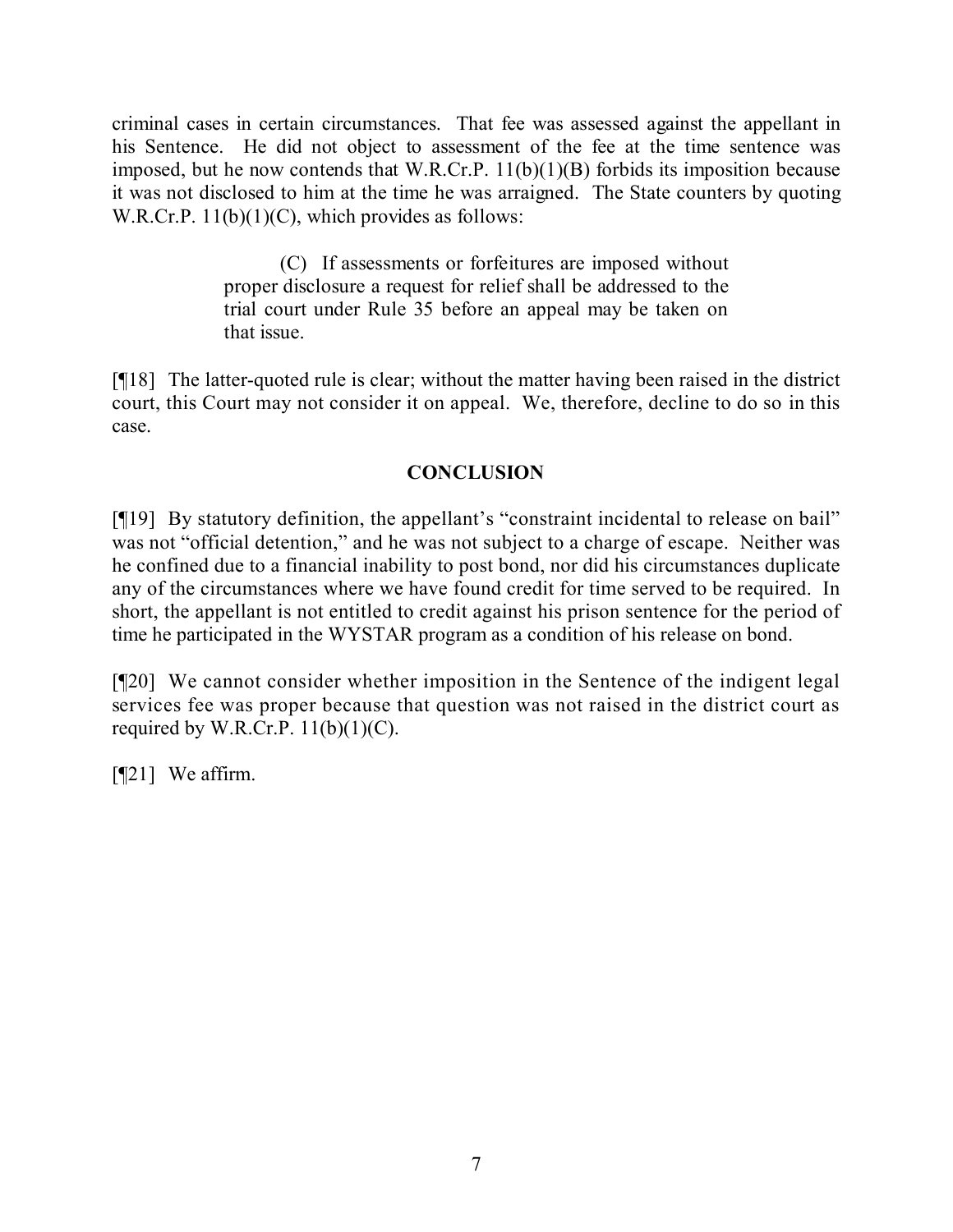criminal cases in certain circumstances. That fee was assessed against the appellant in his Sentence. He did not object to assessment of the fee at the time sentence was imposed, but he now contends that W.R.Cr.P. 11(b)(1)(B) forbids its imposition because it was not disclosed to him at the time he was arraigned. The State counters by quoting W.R.Cr.P. 11(b)(1)(C), which provides as follows:

> (C) If assessments or forfeitures are imposed without proper disclosure a request for relief shall be addressed to the trial court under Rule 35 before an appeal may be taken on that issue.

[¶18] The latter-quoted rule is clear; without the matter having been raised in the district court, this Court may not consider it on appeal. We, therefore, decline to do so in this case.

## CONCLUSION

[¶19] By statutory definition, the appellant's "constraint incidental to release on bail" was not "official detention," and he was not subject to a charge of escape. Neither was he confined due to a financial inability to post bond, nor did his circumstances duplicate any of the circumstances where we have found credit for time served to be required. In short, the appellant is not entitled to credit against his prison sentence for the period of time he participated in the WYSTAR program as a condition of his release on bond.

[¶20] We cannot consider whether imposition in the Sentence of the indigent legal services fee was proper because that question was not raised in the district court as required by W.R.Cr.P. 11(b)(1)(C).

[¶21] We affirm.